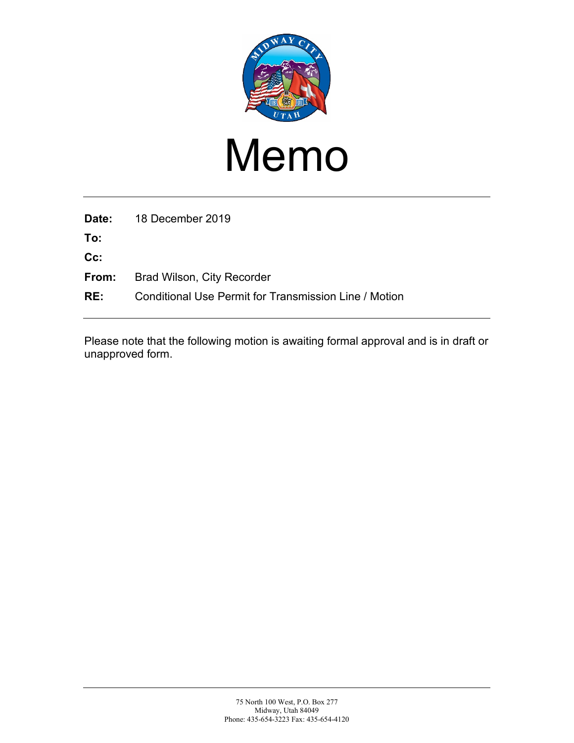# Memo

**Date:** 18 December 2019

**To:**

**Cc:**

**From:** Brad Wilson, City Recorder

**RE:** Conditional Use Permit for Transmission Line / Motion

---

Please note that the following motion is awaiting formal approval and is in draft or unapproved form.

---

75 North 100 West, P.O. Box 277
Midway, Utah 84049
Phone: 435-654-3223 Fax: 435-654-4120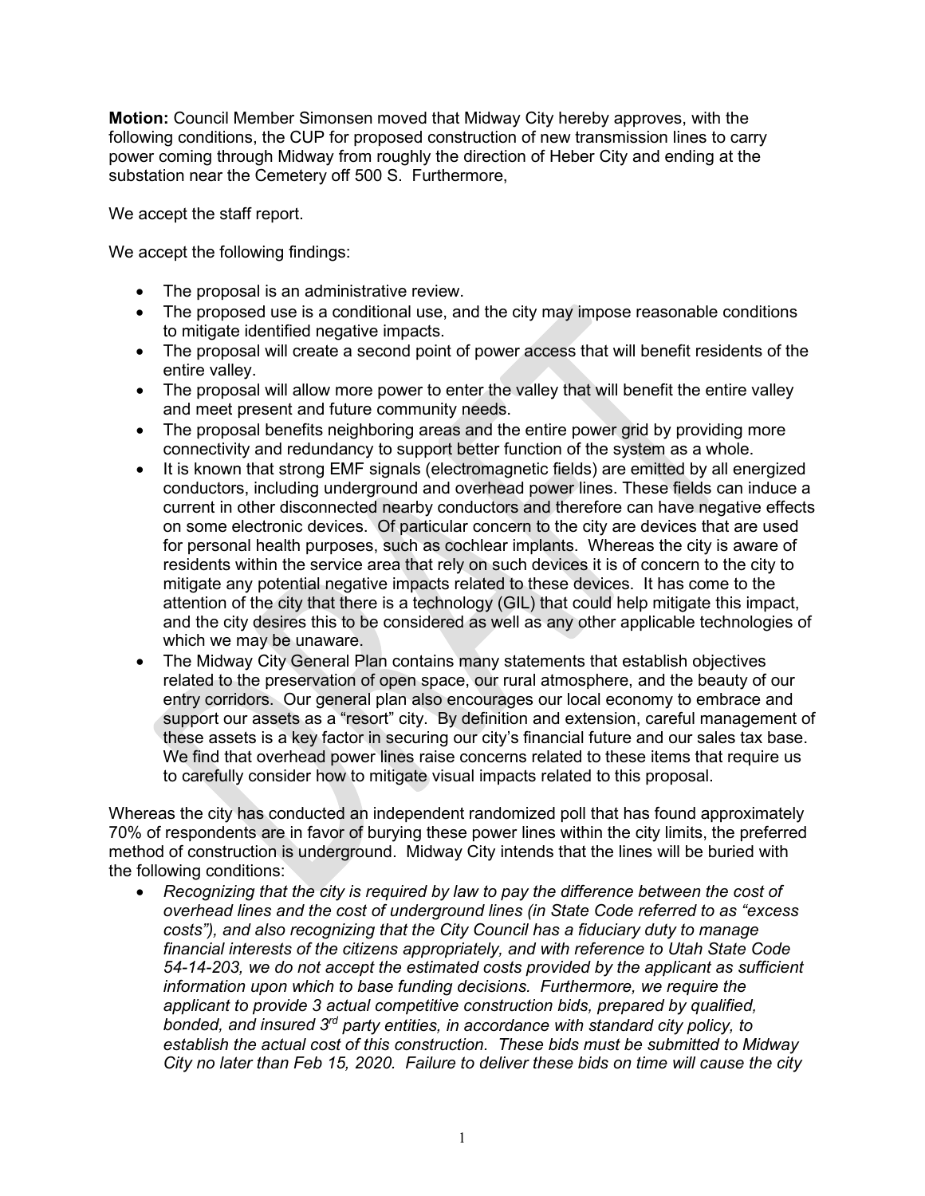**Motion:** Council Member Simonsen moved that Midway City hereby approves, with the following conditions, the CUP for proposed construction of new transmission lines to carry power coming through Midway from roughly the direction of Heber City and ending at the substation near the Cemetery off 500 S. Furthermore,

We accept the staff report.

We accept the following findings:

- The proposal is an administrative review.
- The proposed use is a conditional use, and the city may impose reasonable conditions to mitigate identified negative impacts.
- The proposal will create a second point of power access that will benefit residents of the entire valley.
- The proposal will allow more power to enter the valley that will benefit the entire valley and meet present and future community needs.
- The proposal benefits neighboring areas and the entire power grid by providing more connectivity and redundancy to support better function of the system as a whole.
- It is known that strong EMF signals (electromagnetic fields) are emitted by all energized conductors, including underground and overhead power lines. These fields can induce a current in other disconnected nearby conductors and therefore can have negative effects on some electronic devices. Of particular concern to the city are devices that are used for personal health purposes, such as cochlear implants. Whereas the city is aware of residents within the service area that rely on such devices it is of concern to the city to mitigate any potential negative impacts related to these devices. It has come to the attention of the city that there is a technology (GIL) that could help mitigate this impact, and the city desires this to be considered as well as any other applicable technologies of which we may be unaware.
- The Midway City General Plan contains many statements that establish objectives related to the preservation of open space, our rural atmosphere, and the beauty of our entry corridors. Our general plan also encourages our local economy to embrace and support our assets as a "resort" city. By definition and extension, careful management of these assets is a key factor in securing our city's financial future and our sales tax base. We find that overhead power lines raise concerns related to these items that require us to carefully consider how to mitigate visual impacts related to this proposal.

Whereas the city has conducted an independent randomized poll that has found approximately 70% of respondents are in favor of burying these power lines within the city limits, the preferred method of construction is underground. Midway City intends that the lines will be buried with the following conditions:

- *Recognizing that the city is required by law to pay the difference between the cost of overhead lines and the cost of underground lines (in State Code referred to as "excess costs"), and also recognizing that the City Council has a fiduciary duty to manage financial interests of the citizens appropriately, and with reference to Utah State Code 54-14-203, we do not accept the estimated costs provided by the applicant as sufficient information upon which to base funding decisions. Furthermore, we require the applicant to provide 3 actual competitive construction bids, prepared by qualified, bonded, and insured 3rd party entities, in accordance with standard city policy, to establish the actual cost of this construction. These bids must be submitted to Midway City no later than Feb 15, 2020. Failure to deliver these bids on time will cause the city*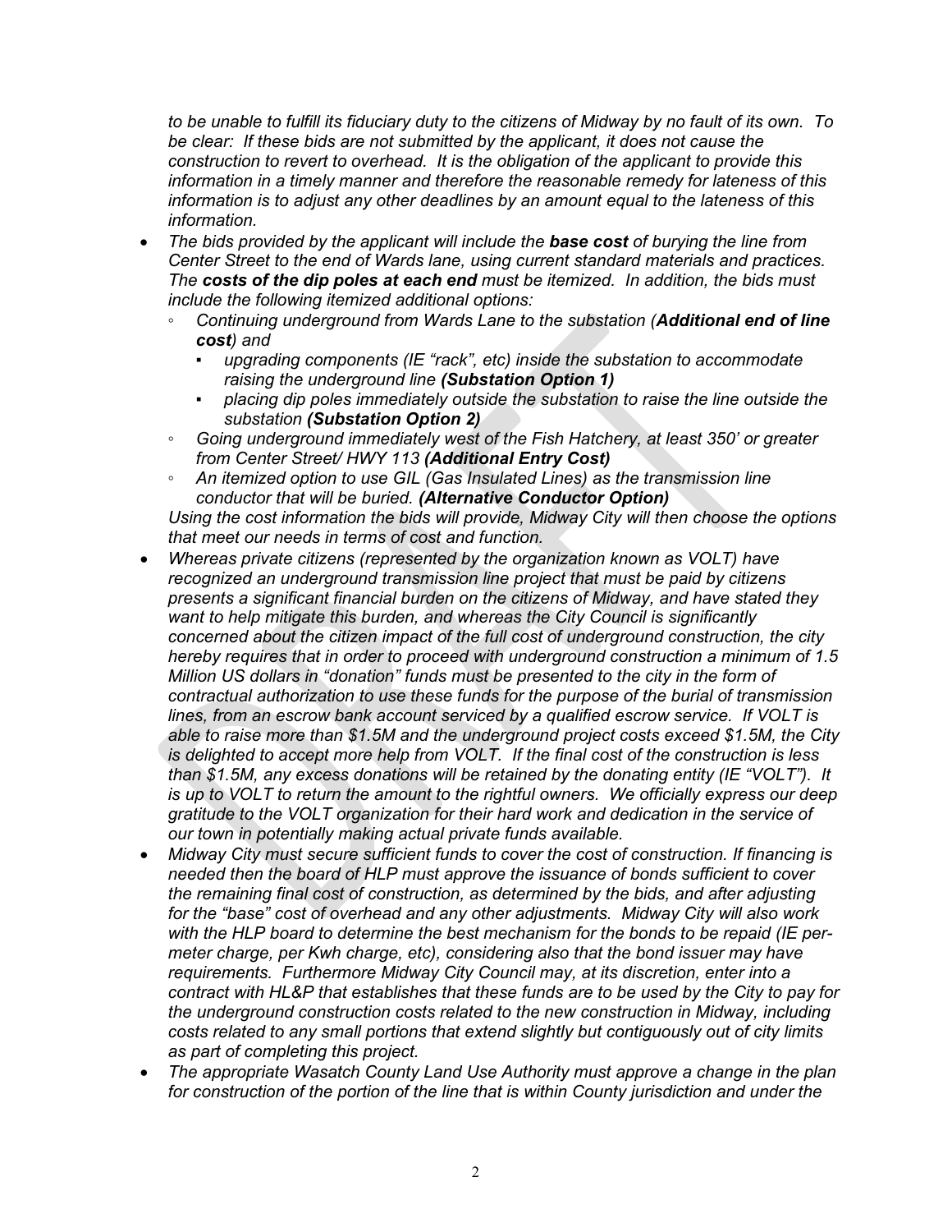*to be unable to fulfill its fiduciary duty to the citizens of Midway by no fault of its own. To be clear: If these bids are not submitted by the applicant, it does not cause the construction to revert to overhead. It is the obligation of the applicant to provide this information in a timely manner and therefore the reasonable remedy for lateness of this information is to adjust any other deadlines by an amount equal to the lateness of this information.*

- *The bids provided by the applicant will include the **base cost** of burying the line from Center Street to the end of Wards lane, using current standard materials and practices. The **costs of the dip poles at each end** must be itemized. In addition, the bids must include the following itemized additional options:*
  - *Continuing underground from Wards Lane to the substation (**Additional end of line cost**) and*
    - *upgrading components (IE "rack", etc) inside the substation to accommodate raising the underground line **(Substation Option 1)***
    - *placing dip poles immediately outside the substation to raise the line outside the substation **(Substation Option 2)***
  - *Going underground immediately west of the Fish Hatchery, at least 350' or greater from Center Street/ HWY 113 **(Additional Entry Cost)***
  - *An itemized option to use GIL (Gas Insulated Lines) as the transmission line conductor that will be buried. **(Alternative Conductor Option)***

  *Using the cost information the bids will provide, Midway City will then choose the options that meet our needs in terms of cost and function.*
- *Whereas private citizens (represented by the organization known as VOLT) have recognized an underground transmission line project that must be paid by citizens presents a significant financial burden on the citizens of Midway, and have stated they want to help mitigate this burden, and whereas the City Council is significantly concerned about the citizen impact of the full cost of underground construction, the city hereby requires that in order to proceed with underground construction a minimum of 1.5 Million US dollars in "donation" funds must be presented to the city in the form of contractual authorization to use these funds for the purpose of the burial of transmission lines, from an escrow bank account serviced by a qualified escrow service. If VOLT is able to raise more than \$1.5M and the underground project costs exceed \$1.5M, the City is delighted to accept more help from VOLT. If the final cost of the construction is less than \$1.5M, any excess donations will be retained by the donating entity (IE "VOLT"). It is up to VOLT to return the amount to the rightful owners. We officially express our deep gratitude to the VOLT organization for their hard work and dedication in the service of our town in potentially making actual private funds available.*
- *Midway City must secure sufficient funds to cover the cost of construction. If financing is needed then the board of HLP must approve the issuance of bonds sufficient to cover the remaining final cost of construction, as determined by the bids, and after adjusting for the "base" cost of overhead and any other adjustments. Midway City will also work with the HLP board to determine the best mechanism for the bonds to be repaid (IE per-meter charge, per Kwh charge, etc), considering also that the bond issuer may have requirements. Furthermore Midway City Council may, at its discretion, enter into a contract with HL&P that establishes that these funds are to be used by the City to pay for the underground construction costs related to the new construction in Midway, including costs related to any small portions that extend slightly but contiguously out of city limits as part of completing this project.*
- *The appropriate Wasatch County Land Use Authority must approve a change in the plan for construction of the portion of the line that is within County jurisdiction and under the*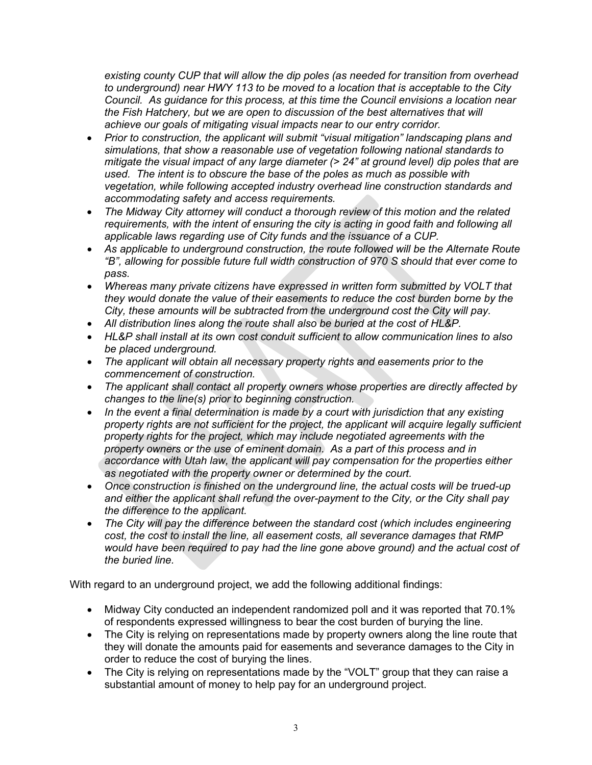*existing county CUP that will allow the dip poles (as needed for transition from overhead to underground) near HWY 113 to be moved to a location that is acceptable to the City Council. As guidance for this process, at this time the Council envisions a location near the Fish Hatchery, but we are open to discussion of the best alternatives that will achieve our goals of mitigating visual impacts near to our entry corridor.*

- *Prior to construction, the applicant will submit "visual mitigation" landscaping plans and simulations, that show a reasonable use of vegetation following national standards to mitigate the visual impact of any large diameter (> 24" at ground level) dip poles that are used. The intent is to obscure the base of the poles as much as possible with vegetation, while following accepted industry overhead line construction standards and accommodating safety and access requirements.*
- *The Midway City attorney will conduct a thorough review of this motion and the related requirements, with the intent of ensuring the city is acting in good faith and following all applicable laws regarding use of City funds and the issuance of a CUP.*
- *As applicable to underground construction, the route followed will be the Alternate Route "B", allowing for possible future full width construction of 970 S should that ever come to pass.*
- *Whereas many private citizens have expressed in written form submitted by VOLT that they would donate the value of their easements to reduce the cost burden borne by the City, these amounts will be subtracted from the underground cost the City will pay.*
- *All distribution lines along the route shall also be buried at the cost of HL&P.*
- *HL&P shall install at its own cost conduit sufficient to allow communication lines to also be placed underground.*
- *The applicant will obtain all necessary property rights and easements prior to the commencement of construction.*
- *The applicant shall contact all property owners whose properties are directly affected by changes to the line(s) prior to beginning construction.*
- *In the event a final determination is made by a court with jurisdiction that any existing property rights are not sufficient for the project, the applicant will acquire legally sufficient property rights for the project, which may include negotiated agreements with the property owners or the use of eminent domain. As a part of this process and in accordance with Utah law, the applicant will pay compensation for the properties either as negotiated with the property owner or determined by the court.*
- *Once construction is finished on the underground line, the actual costs will be trued-up and either the applicant shall refund the over-payment to the City, or the City shall pay the difference to the applicant.*
- *The City will pay the difference between the standard cost (which includes engineering cost, the cost to install the line, all easement costs, all severance damages that RMP would have been required to pay had the line gone above ground) and the actual cost of the buried line.*

With regard to an underground project, we add the following additional findings:

- Midway City conducted an independent randomized poll and it was reported that 70.1% of respondents expressed willingness to bear the cost burden of burying the line.
- The City is relying on representations made by property owners along the line route that they will donate the amounts paid for easements and severance damages to the City in order to reduce the cost of burying the lines.
- The City is relying on representations made by the "VOLT" group that they can raise a substantial amount of money to help pay for an underground project.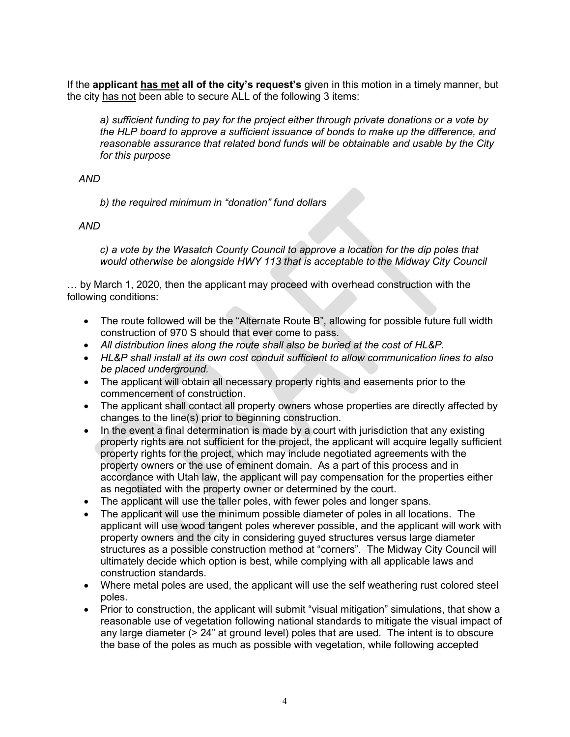If the **applicant <u>has met</u> all of the city's request's** given in this motion in a timely manner, but the city <u>has not</u> been able to secure ALL of the following 3 items:

> *a) sufficient funding to pay for the project either through private donations or a vote by the HLP board to approve a sufficient issuance of bonds to make up the difference, and reasonable assurance that related bond funds will be obtainable and usable by the City for this purpose*

*AND*

> *b) the required minimum in "donation" fund dollars*

*AND*

> *c) a vote by the Wasatch County Council to approve a location for the dip poles that would otherwise be alongside HWY 113 that is acceptable to the Midway City Council*

… by March 1, 2020, then the applicant may proceed with overhead construction with the following conditions:

- The route followed will be the "Alternate Route B", allowing for possible future full width construction of 970 S should that ever come to pass.
- *All distribution lines along the route shall also be buried at the cost of HL&P.*
- *HL&P shall install at its own cost conduit sufficient to allow communication lines to also be placed underground.*
- The applicant will obtain all necessary property rights and easements prior to the commencement of construction.
- The applicant shall contact all property owners whose properties are directly affected by changes to the line(s) prior to beginning construction.
- In the event a final determination is made by a court with jurisdiction that any existing property rights are not sufficient for the project, the applicant will acquire legally sufficient property rights for the project, which may include negotiated agreements with the property owners or the use of eminent domain. As a part of this process and in accordance with Utah law, the applicant will pay compensation for the properties either as negotiated with the property owner or determined by the court.
- The applicant will use the taller poles, with fewer poles and longer spans.
- The applicant will use the minimum possible diameter of poles in all locations. The applicant will use wood tangent poles wherever possible, and the applicant will work with property owners and the city in considering guyed structures versus large diameter structures as a possible construction method at "corners". The Midway City Council will ultimately decide which option is best, while complying with all applicable laws and construction standards.
- Where metal poles are used, the applicant will use the self weathering rust colored steel poles.
- Prior to construction, the applicant will submit "visual mitigation" simulations, that show a reasonable use of vegetation following national standards to mitigate the visual impact of any large diameter (> 24" at ground level) poles that are used. The intent is to obscure the base of the poles as much as possible with vegetation, while following accepted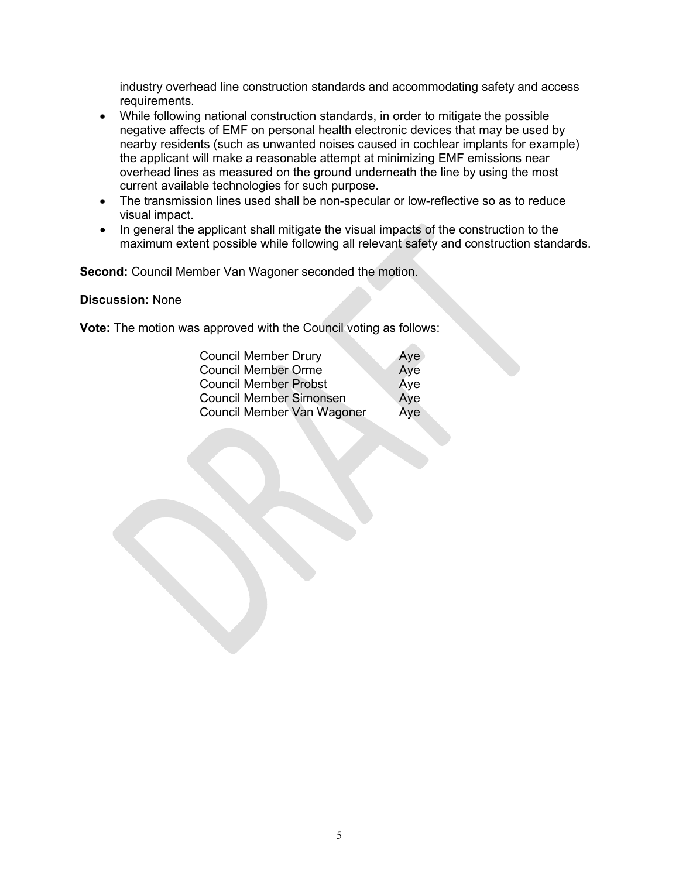industry overhead line construction standards and accommodating safety and access requirements.

- While following national construction standards, in order to mitigate the possible negative affects of EMF on personal health electronic devices that may be used by nearby residents (such as unwanted noises caused in cochlear implants for example) the applicant will make a reasonable attempt at minimizing EMF emissions near overhead lines as measured on the ground underneath the line by using the most current available technologies for such purpose.
- The transmission lines used shall be non-specular or low-reflective so as to reduce visual impact.
- In general the applicant shall mitigate the visual impacts of the construction to the maximum extent possible while following all relevant safety and construction standards.

**Second:** Council Member Van Wagoner seconded the motion.

**Discussion:** None

**Vote:** The motion was approved with the Council voting as follows:

| | |
|---|---|
| Council Member Drury | Aye |
| Council Member Orme | Aye |
| Council Member Probst | Aye |
| Council Member Simonsen | Aye |
| Council Member Van Wagoner | Aye |